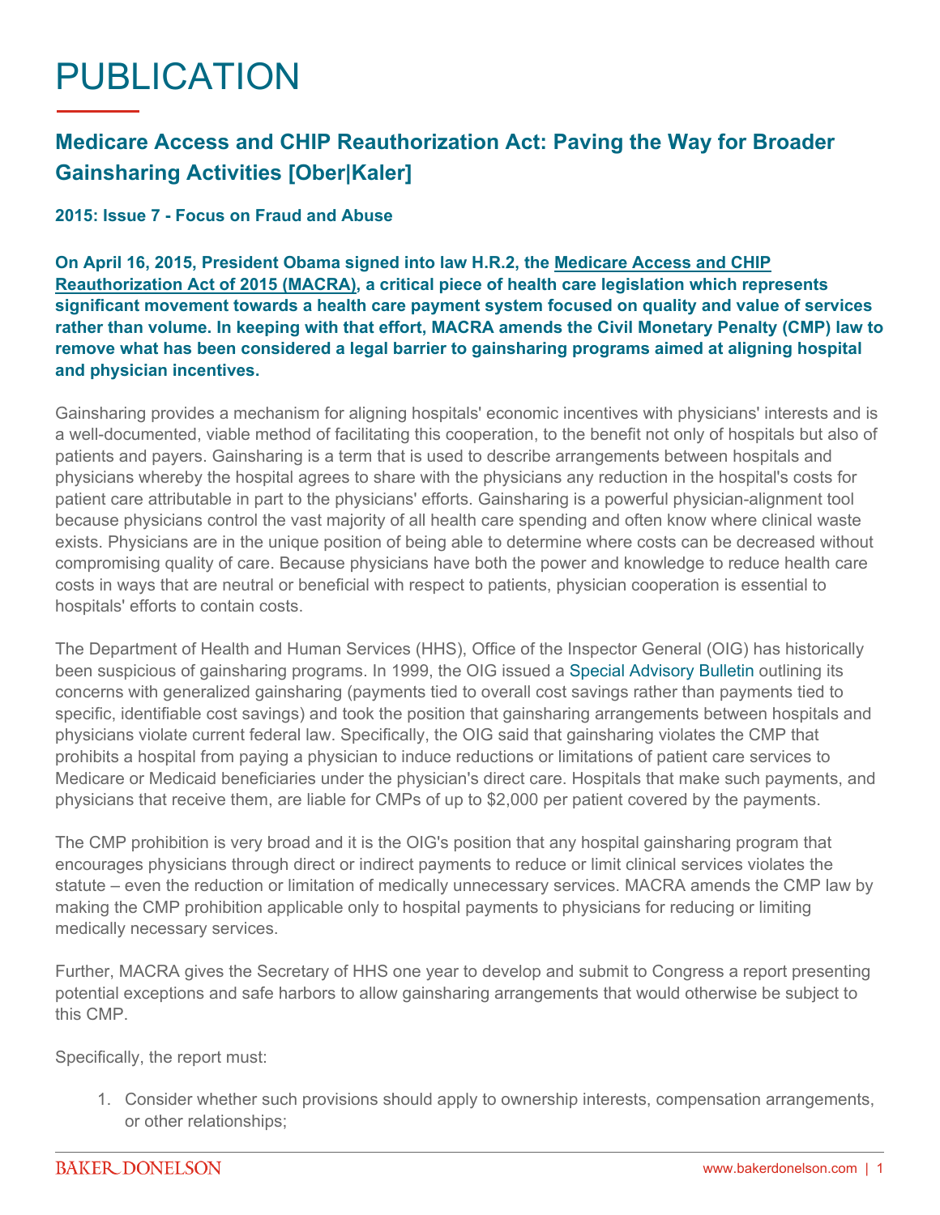# PUBLICATION

## Medicare Access and CHIP Reauthorization Act: Paving the Way for Broader Gainsharing Activities [Ober|Kaler]

**2015: Issue 7 - Focus on Fraud and Abuse**

**On April 16, 2015, President Obama signed into law H.R.2, the Medicare Access and CHIP Reauthorization Act of 2015 (MACRA), a critical piece of health care legislation which represents significant movement towards a health care payment system focused on quality and value of services rather than volume. In keeping with that effort, MACRA amends the Civil Monetary Penalty (CMP) law to remove what has been considered a legal barrier to gainsharing programs aimed at aligning hospital and physician incentives.**

Gainsharing provides a mechanism for aligning hospitals' economic incentives with physicians' interests and is a well-documented, viable method of facilitating this cooperation, to the benefit not only of hospitals but also of patients and payers. Gainsharing is a term that is used to describe arrangements between hospitals and physicians whereby the hospital agrees to share with the physicians any reduction in the hospital's costs for patient care attributable in part to the physicians' efforts. Gainsharing is a powerful physician-alignment tool because physicians control the vast majority of all health care spending and often know where clinical waste exists. Physicians are in the unique position of being able to determine where costs can be decreased without compromising quality of care. Because physicians have both the power and knowledge to reduce health care costs in ways that are neutral or beneficial with respect to patients, physician cooperation is essential to hospitals' efforts to contain costs.

The Department of Health and Human Services (HHS), Office of the Inspector General (OIG) has historically been suspicious of gainsharing programs. In 1999, the OIG issued a Special Advisory Bulletin outlining its concerns with generalized gainsharing (payments tied to overall cost savings rather than payments tied to specific, identifiable cost savings) and took the position that gainsharing arrangements between hospitals and physicians violate current federal law. Specifically, the OIG said that gainsharing violates the CMP that prohibits a hospital from paying a physician to induce reductions or limitations of patient care services to Medicare or Medicaid beneficiaries under the physician's direct care. Hospitals that make such payments, and physicians that receive them, are liable for CMPs of up to $2,000 per patient covered by the payments.

The CMP prohibition is very broad and it is the OIG's position that any hospital gainsharing program that encourages physicians through direct or indirect payments to reduce or limit clinical services violates the statute – even the reduction or limitation of medically unnecessary services. MACRA amends the CMP law by making the CMP prohibition applicable only to hospital payments to physicians for reducing or limiting medically necessary services.

Further, MACRA gives the Secretary of HHS one year to develop and submit to Congress a report presenting potential exceptions and safe harbors to allow gainsharing arrangements that would otherwise be subject to this CMP.

Specifically, the report must:

1. Consider whether such provisions should apply to ownership interests, compensation arrangements, or other relationships;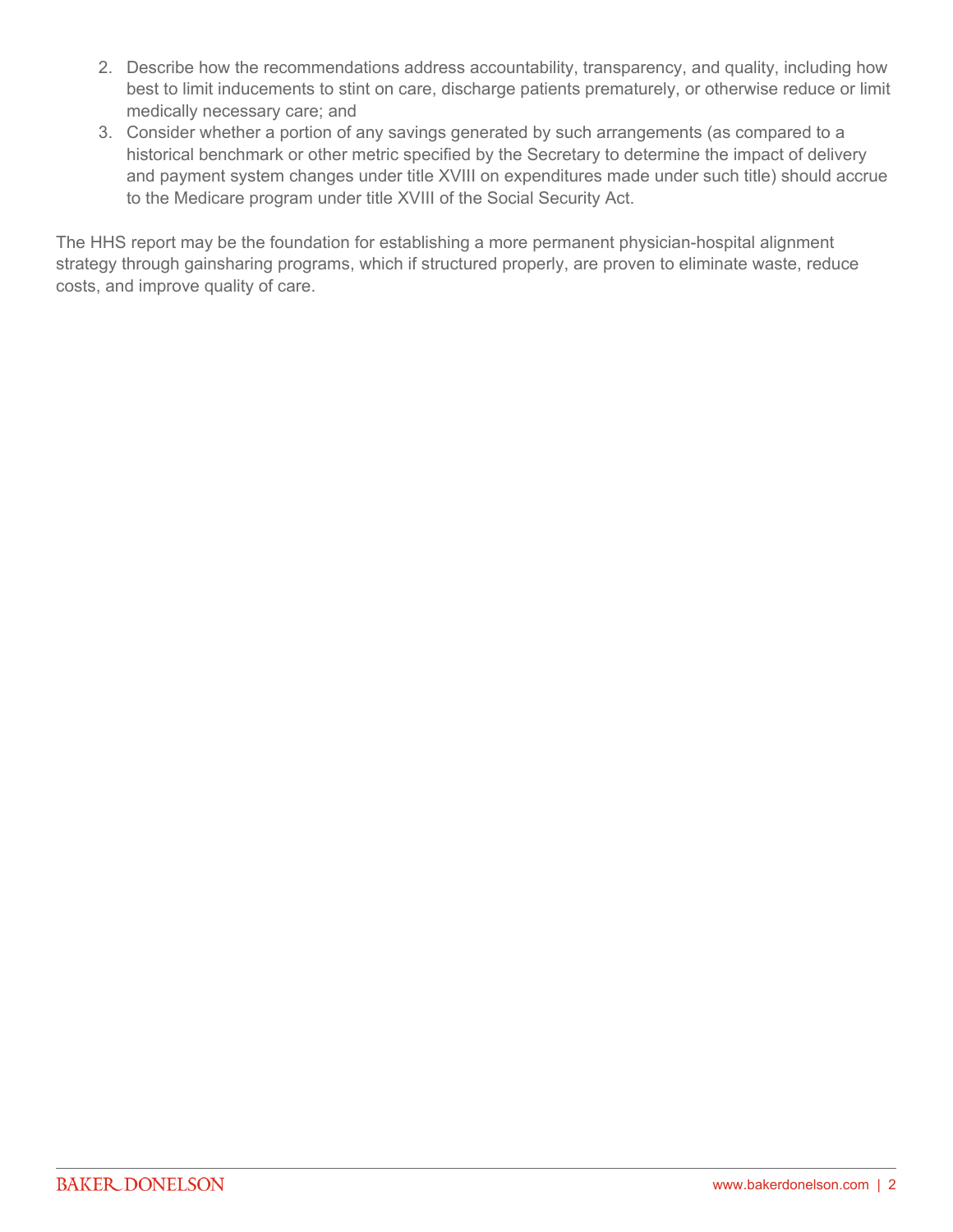2. Describe how the recommendations address accountability, transparency, and quality, including how best to limit inducements to stint on care, discharge patients prematurely, or otherwise reduce or limit medically necessary care; and
3. Consider whether a portion of any savings generated by such arrangements (as compared to a historical benchmark or other metric specified by the Secretary to determine the impact of delivery and payment system changes under title XVIII on expenditures made under such title) should accrue to the Medicare program under title XVIII of the Social Security Act.

The HHS report may be the foundation for establishing a more permanent physician-hospital alignment strategy through gainsharing programs, which if structured properly, are proven to eliminate waste, reduce costs, and improve quality of care.